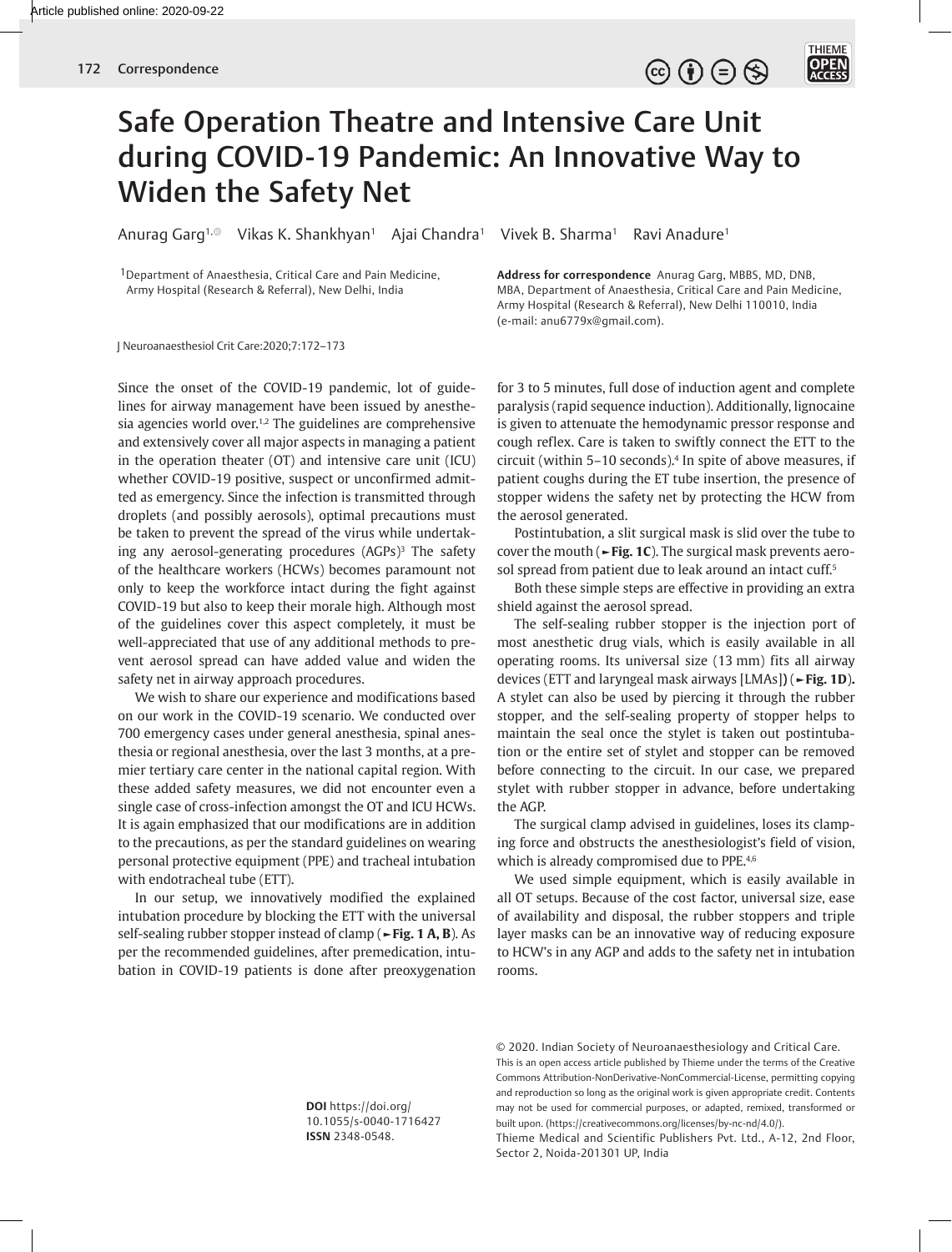# Safe Operation Theatre and Intensive Care Unit during COVID-19 Pandemic: An Innovative Way to Widen the Safety Net

Anurag Garg[1] Vikas K. Shankhyan[1] Ajai Chandra[1] Vivek B. Sharma[1] Ravi Anadure[1]

[1]Department of Anaesthesia, Critical Care and Pain Medicine, Army Hospital (Research & Referral), New Delhi, India

**Address for correspondence** Anurag Garg, MBBS, MD, DNB, MBA, Department of Anaesthesia, Critical Care and Pain Medicine, Army Hospital (Research & Referral), New Delhi 110010, India (e-mail: anu6779x@gmail.com).

J Neuroanaesthesiol Crit Care:2020;7:172–173

Since the onset of the COVID-19 pandemic, lot of guidelines for airway management have been issued by anesthesia agencies world over.[1,2] The guidelines are comprehensive and extensively cover all major aspects in managing a patient in the operation theater (OT) and intensive care unit (ICU) whether COVID-19 positive, suspect or unconfirmed admitted as emergency. Since the infection is transmitted through droplets (and possibly aerosols), optimal precautions must be taken to prevent the spread of the virus while undertaking any aerosol-generating procedures (AGPs)[3] The safety of the healthcare workers (HCWs) becomes paramount not only to keep the workforce intact during the fight against COVID-19 but also to keep their morale high. Although most of the guidelines cover this aspect completely, it must be well-appreciated that use of any additional methods to prevent aerosol spread can have added value and widen the safety net in airway approach procedures.

We wish to share our experience and modifications based on our work in the COVID-19 scenario. We conducted over 700 emergency cases under general anesthesia, spinal anesthesia or regional anesthesia, over the last 3 months, at a premier tertiary care center in the national capital region. With these added safety measures, we did not encounter even a single case of cross-infection amongst the OT and ICU HCWs. It is again emphasized that our modifications are in addition to the precautions, as per the standard guidelines on wearing personal protective equipment (PPE) and tracheal intubation with endotracheal tube (ETT).

In our setup, we innovatively modified the explained intubation procedure by blocking the ETT with the universal self-sealing rubber stopper instead of clamp (►**Fig. 1 A, B**). As per the recommended guidelines, after premedication, intubation in COVID-19 patients is done after preoxygenation for 3 to 5 minutes, full dose of induction agent and complete paralysis (rapid sequence induction). Additionally, lignocaine is given to attenuate the hemodynamic pressor response and cough reflex. Care is taken to swiftly connect the ETT to the circuit (within 5–10 seconds).[4] In spite of above measures, if patient coughs during the ET tube insertion, the presence of stopper widens the safety net by protecting the HCW from the aerosol generated.

Postintubation, a slit surgical mask is slid over the tube to cover the mouth (►**Fig. 1C**). The surgical mask prevents aerosol spread from patient due to leak around an intact cuff.[5]

Both these simple steps are effective in providing an extra shield against the aerosol spread.

The self-sealing rubber stopper is the injection port of most anesthetic drug vials, which is easily available in all operating rooms. Its universal size (13 mm) fits all airway devices (ETT and laryngeal mask airways [LMAs]) (►**Fig. 1D**). A stylet can also be used by piercing it through the rubber stopper, and the self-sealing property of stopper helps to maintain the seal once the stylet is taken out postintubation or the entire set of stylet and stopper can be removed before connecting to the circuit. In our case, we prepared stylet with rubber stopper in advance, before undertaking the AGP.

The surgical clamp advised in guidelines, loses its clamping force and obstructs the anesthesiologist's field of vision, which is already compromised due to PPE.[4,6]

We used simple equipment, which is easily available in all OT setups. Because of the cost factor, universal size, ease of availability and disposal, the rubber stoppers and triple layer masks can be an innovative way of reducing exposure to HCW's in any AGP and adds to the safety net in intubation rooms.

**DOI** https://doi.org/10.1055/s-0040-1716427
**ISSN** 2348-0548.

© 2020. Indian Society of Neuroanaesthesiology and Critical Care.
This is an open access article published by Thieme under the terms of the Creative Commons Attribution-NonDerivative-NonCommercial-License, permitting copying and reproduction so long as the original work is given appropriate credit. Contents may not be used for commercial purposes, or adapted, remixed, transformed or built upon. (https://creativecommons.org/licenses/by-nc-nd/4.0/).
Thieme Medical and Scientific Publishers Pvt. Ltd., A-12, 2nd Floor, Sector 2, Noida-201301 UP, India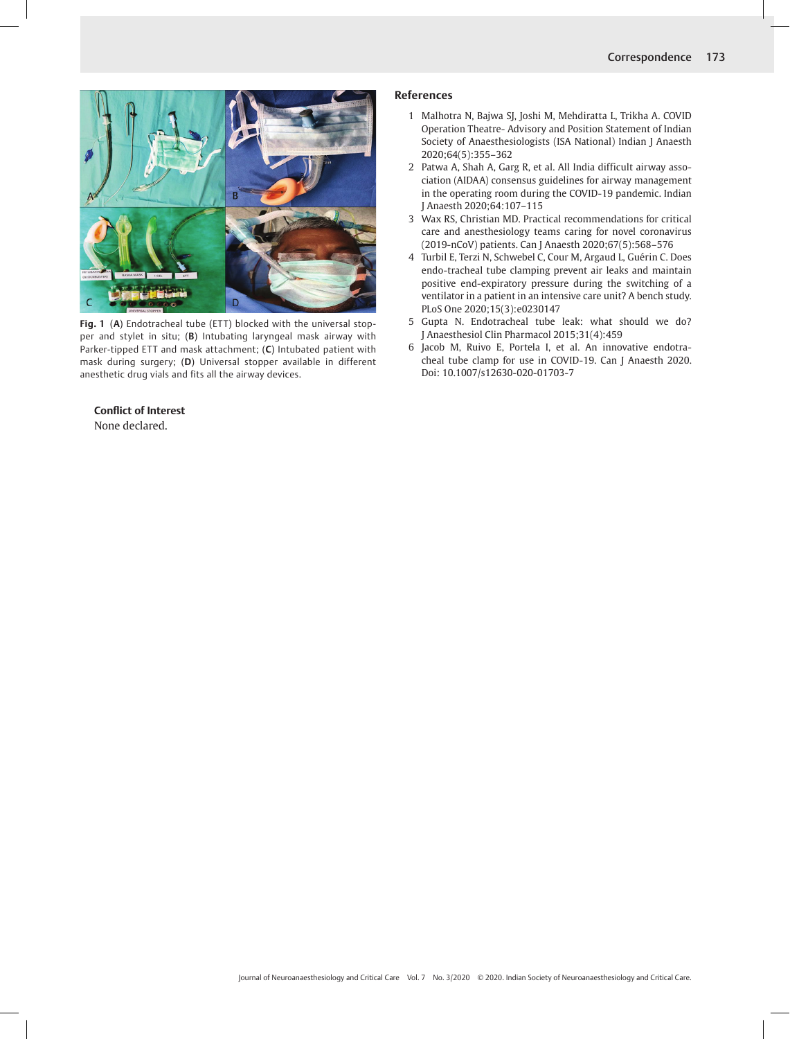**Fig. 1** (**A**) Endotracheal tube (ETT) blocked with the universal stopper and stylet in situ; (**B**) Intubating laryngeal mask airway with Parker-tipped ETT and mask attachment; (**C**) Intubated patient with mask during surgery; (**D**) Universal stopper available in different anesthetic drug vials and fits all the airway devices.

**Conflict of Interest**

None declared.

## References

1. Malhotra N, Bajwa SJ, Joshi M, Mehdiratta L, Trikha A. COVID Operation Theatre- Advisory and Position Statement of Indian Society of Anaesthesiologists (ISA National) Indian J Anaesth 2020;64(5):355–362
2. Patwa A, Shah A, Garg R, et al. All India difficult airway association (AIDAA) consensus guidelines for airway management in the operating room during the COVID-19 pandemic. Indian J Anaesth 2020;64:107–115
3. Wax RS, Christian MD. Practical recommendations for critical care and anesthesiology teams caring for novel coronavirus (2019-nCoV) patients. Can J Anaesth 2020;67(5):568–576
4. Turbil E, Terzi N, Schwebel C, Cour M, Argaud L, Guérin C. Does endo-tracheal tube clamping prevent air leaks and maintain positive end-expiratory pressure during the switching of a ventilator in a patient in an intensive care unit? A bench study. PLoS One 2020;15(3):e0230147
5. Gupta N. Endotracheal tube leak: what should we do? J Anaesthesiol Clin Pharmacol 2015;31(4):459
6. Jacob M, Ruivo E, Portela I, et al. An innovative endotracheal tube clamp for use in COVID-19. Can J Anaesth 2020. Doi: 10.1007/s12630-020-01703-7